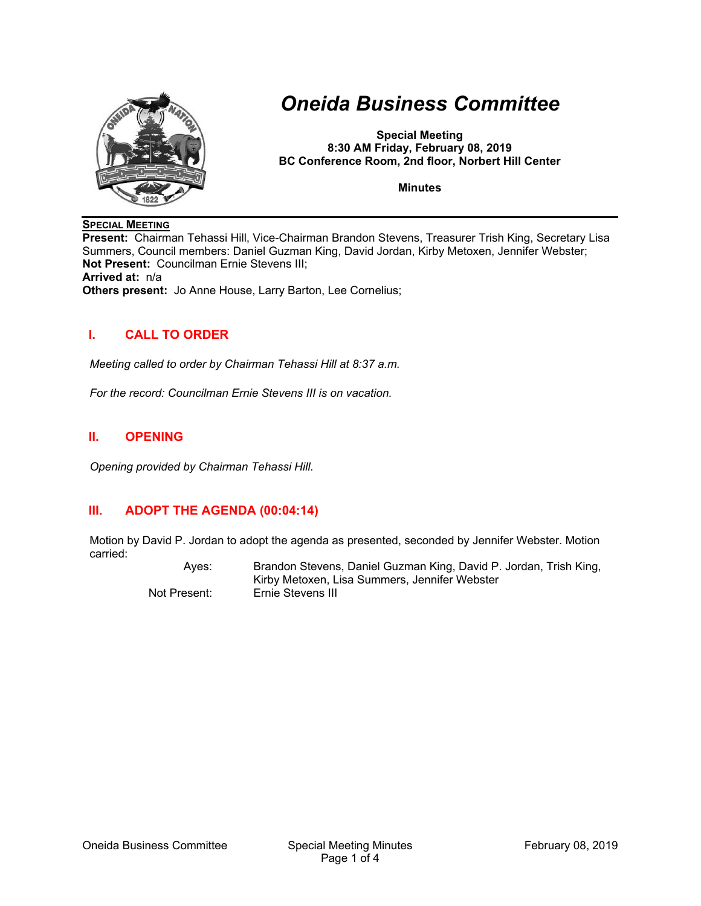# *Oneida Business Committee*

**Special Meeting**
**8:30 AM Friday, February 08, 2019**
**BC Conference Room, 2nd floor, Norbert Hill Center**

**Minutes**

**SPECIAL MEETING**
**Present:** Chairman Tehassi Hill, Vice-Chairman Brandon Stevens, Treasurer Trish King, Secretary Lisa Summers, Council members: Daniel Guzman King, David Jordan, Kirby Metoxen, Jennifer Webster;
**Not Present:** Councilman Ernie Stevens III;
**Arrived at:** n/a
**Others present:** Jo Anne House, Larry Barton, Lee Cornelius;

## I. CALL TO ORDER

*Meeting called to order by Chairman Tehassi Hill at 8:37 a.m.*

*For the record: Councilman Ernie Stevens III is on vacation.*

## II. OPENING

*Opening provided by Chairman Tehassi Hill.*

## III. ADOPT THE AGENDA (00:04:14)

Motion by David P. Jordan to adopt the agenda as presented, seconded by Jennifer Webster. Motion carried:

| | |
|---|---|
| Ayes: | Brandon Stevens, Daniel Guzman King, David P. Jordan, Trish King, Kirby Metoxen, Lisa Summers, Jennifer Webster |
| Not Present: | Ernie Stevens III |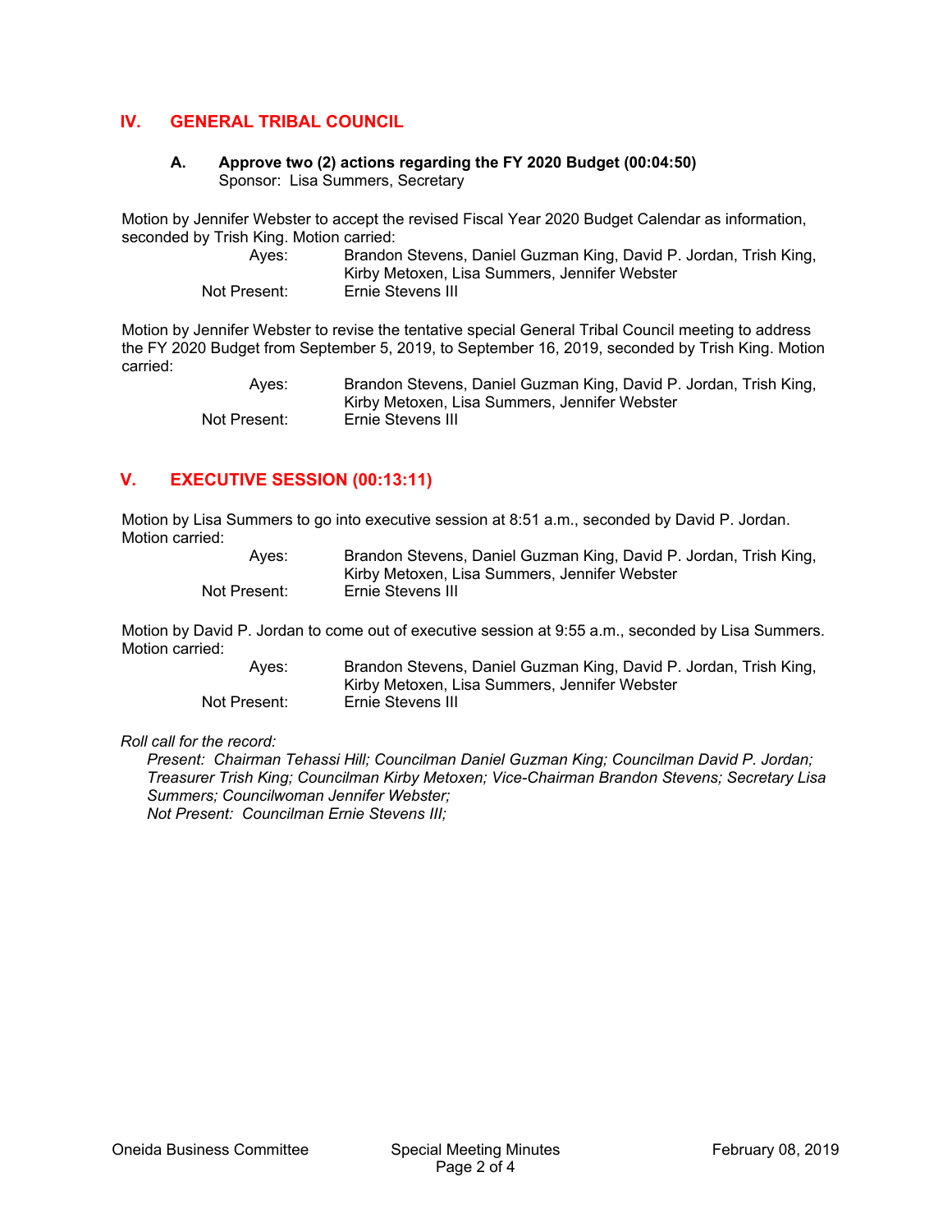## IV. GENERAL TRIBAL COUNCIL

### A. Approve two (2) actions regarding the FY 2020 Budget (00:04:50)

Sponsor: Lisa Summers, Secretary

Motion by Jennifer Webster to accept the revised Fiscal Year 2020 Budget Calendar as information, seconded by Trish King. Motion carried:

Ayes: Brandon Stevens, Daniel Guzman King, David P. Jordan, Trish King, Kirby Metoxen, Lisa Summers, Jennifer Webster
Not Present: Ernie Stevens III

Motion by Jennifer Webster to revise the tentative special General Tribal Council meeting to address the FY 2020 Budget from September 5, 2019, to September 16, 2019, seconded by Trish King. Motion carried:

Ayes: Brandon Stevens, Daniel Guzman King, David P. Jordan, Trish King, Kirby Metoxen, Lisa Summers, Jennifer Webster
Not Present: Ernie Stevens III

## V. EXECUTIVE SESSION (00:13:11)

Motion by Lisa Summers to go into executive session at 8:51 a.m., seconded by David P. Jordan. Motion carried:

Ayes: Brandon Stevens, Daniel Guzman King, David P. Jordan, Trish King, Kirby Metoxen, Lisa Summers, Jennifer Webster
Not Present: Ernie Stevens III

Motion by David P. Jordan to come out of executive session at 9:55 a.m., seconded by Lisa Summers. Motion carried:

Ayes: Brandon Stevens, Daniel Guzman King, David P. Jordan, Trish King, Kirby Metoxen, Lisa Summers, Jennifer Webster
Not Present: Ernie Stevens III

*Roll call for the record:*

*Present: Chairman Tehassi Hill; Councilman Daniel Guzman King; Councilman David P. Jordan; Treasurer Trish King; Councilman Kirby Metoxen; Vice-Chairman Brandon Stevens; Secretary Lisa Summers; Councilwoman Jennifer Webster;*
*Not Present: Councilman Ernie Stevens III;*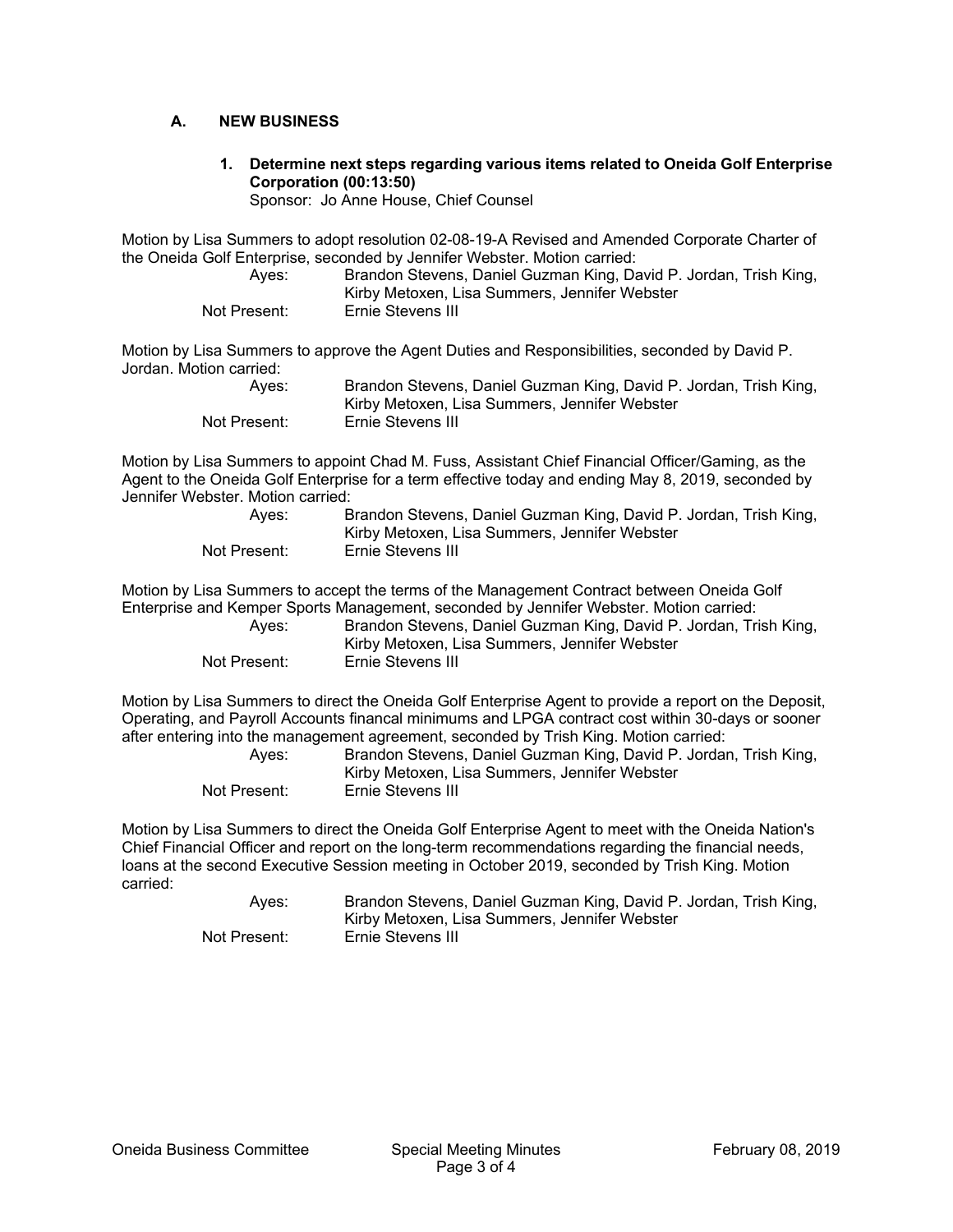## A. NEW BUSINESS

### 1. Determine next steps regarding various items related to Oneida Golf Enterprise Corporation (00:13:50)

Sponsor: Jo Anne House, Chief Counsel

Motion by Lisa Summers to adopt resolution 02-08-19-A Revised and Amended Corporate Charter of the Oneida Golf Enterprise, seconded by Jennifer Webster. Motion carried:

Ayes: Brandon Stevens, Daniel Guzman King, David P. Jordan, Trish King, Kirby Metoxen, Lisa Summers, Jennifer Webster
Not Present: Ernie Stevens III

Motion by Lisa Summers to approve the Agent Duties and Responsibilities, seconded by David P. Jordan. Motion carried:

Ayes: Brandon Stevens, Daniel Guzman King, David P. Jordan, Trish King, Kirby Metoxen, Lisa Summers, Jennifer Webster
Not Present: Ernie Stevens III

Motion by Lisa Summers to appoint Chad M. Fuss, Assistant Chief Financial Officer/Gaming, as the Agent to the Oneida Golf Enterprise for a term effective today and ending May 8, 2019, seconded by Jennifer Webster. Motion carried:

Ayes: Brandon Stevens, Daniel Guzman King, David P. Jordan, Trish King, Kirby Metoxen, Lisa Summers, Jennifer Webster
Not Present: Ernie Stevens III

Motion by Lisa Summers to accept the terms of the Management Contract between Oneida Golf Enterprise and Kemper Sports Management, seconded by Jennifer Webster. Motion carried:

Ayes: Brandon Stevens, Daniel Guzman King, David P. Jordan, Trish King, Kirby Metoxen, Lisa Summers, Jennifer Webster
Not Present: Ernie Stevens III

Motion by Lisa Summers to direct the Oneida Golf Enterprise Agent to provide a report on the Deposit, Operating, and Payroll Accounts financal minimums and LPGA contract cost within 30-days or sooner after entering into the management agreement, seconded by Trish King. Motion carried:

Ayes: Brandon Stevens, Daniel Guzman King, David P. Jordan, Trish King, Kirby Metoxen, Lisa Summers, Jennifer Webster
Not Present: Ernie Stevens III

Motion by Lisa Summers to direct the Oneida Golf Enterprise Agent to meet with the Oneida Nation's Chief Financial Officer and report on the long-term recommendations regarding the financial needs, loans at the second Executive Session meeting in October 2019, seconded by Trish King. Motion carried:

Ayes: Brandon Stevens, Daniel Guzman King, David P. Jordan, Trish King, Kirby Metoxen, Lisa Summers, Jennifer Webster
Not Present: Ernie Stevens III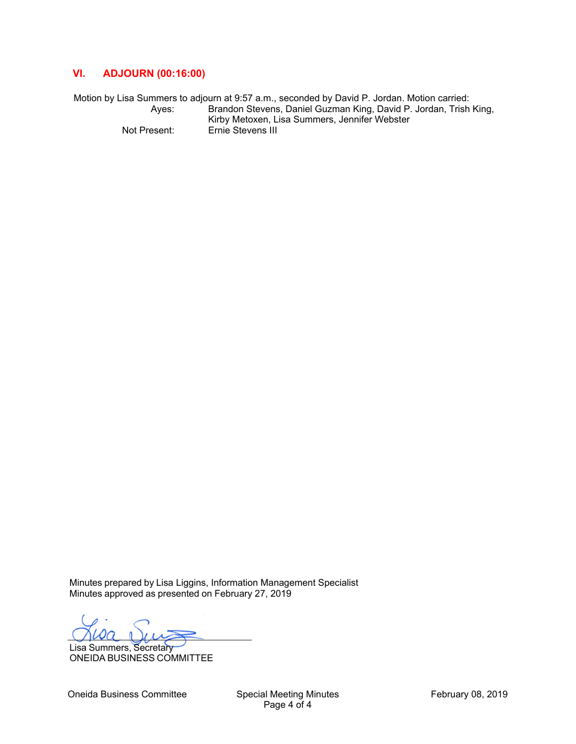## VI. ADJOURN (00:16:00)

Motion by Lisa Summers to adjourn at 9:57 a.m., seconded by David P. Jordan. Motion carried:

| | |
|---|---|
| Ayes: | Brandon Stevens, Daniel Guzman King, David P. Jordan, Trish King, Kirby Metoxen, Lisa Summers, Jennifer Webster |
| Not Present: | Ernie Stevens III |

Minutes prepared by Lisa Liggins, Information Management Specialist
Minutes approved as presented on February 27, 2019

Lisa Summers, Secretary
ONEIDA BUSINESS COMMITTEE